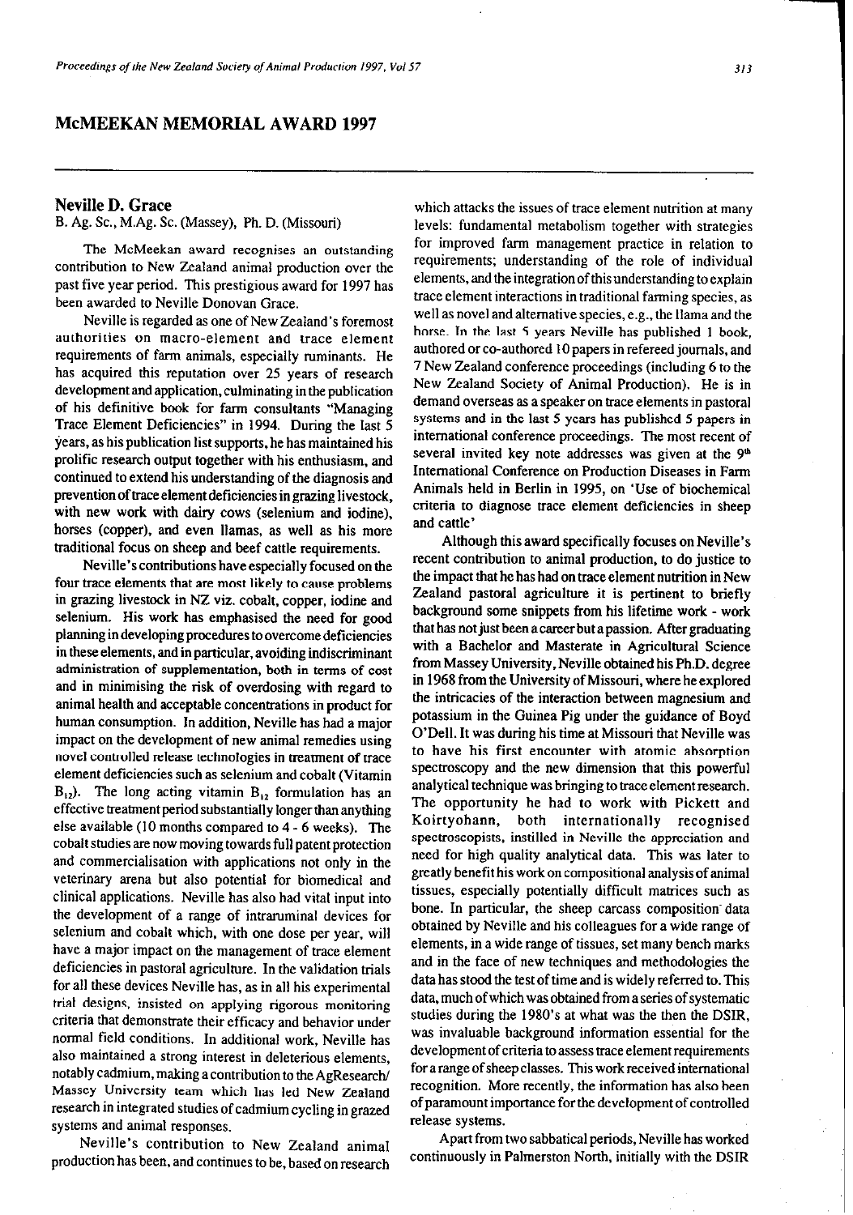# McMEEKAN MEMORIAL AWARD 1997

## Neville D. Grace

B. Ag. Sc., M.Ag. Sc. (Massey), Ph. D. (Missouri)

The McMeekan award recognises an outstanding contribution to New Zealand animal production over the past five year period. This prestigious award for 1997 has been awarded to Neville Donovan Grace.

Neville is regarded as one of New Zealand's foremost authorities on macro-element and trace element requirements of farm animals, especially ruminants. He has acquired this reputation over 25 years of research development and application, culminating in the publication of his definitive book for farm consultants "Managing Trace Element Deficiencies" in 1994. During the last 5 years, as his publication list supports, he has maintained his prolific research output together with his enthusiasm, and continued to extend his understanding of the diagnosis and prevention of trace element deficiencies in grazing livestock, with new work with dairy cows (selenium and iodine), horses (copper), and even llamas, as well as his more traditional focus on sheep and beef cattle requirements.

Neville's contributions have especially focused on the four trace elements that are most likely to cause problems in grazing livestock in NZ viz. cobalt, copper, iodine and selenium. His work has emphasised the need for good planning in developing procedures to overcome deficiencies in these elements, and in particular, avoiding indiscriminant administration of supplementation, both in terms of cost and in minimising the risk of overdosing with regard to animal health and acceptable concentrations in product for human consumption. In addition, Neville has had a major impact on the development of new animal remedies using novel controlled release technologies in treatment of trace element deficiencies such as selenium and cobalt (Vitamin $B_{12}$). The long acting vitamin $B_{12}$ formulation has an effective treatment period substantially longer than anything else available (10 months compared to 4 - 6 weeks). The cobalt studies are now moving towards full patent protection and commercialisation with applications not only in the veterinary arena but also potential for biomedical and clinical applications. Neville has also had vital input into the development of a range of intraruminal devices for selenium and cobalt which, with one dose per year, will have a major impact on the management of trace element deficiencies in pastoral agriculture. In the validation trials for all these devices Neville has, as in all his experimental trial designs, insisted on applying rigorous monitoring criteria that demonstrate their efficacy and behavior under normal field conditions. In additional work, Neville has also maintained a strong interest in deleterious elements, notably cadmium, making a contribution to the AgResearch/ Massey University team which has led New Zealand research in integrated studies of cadmium cycling in grazed systems and animal responses.

Neville's contribution to New Zealand animal production has been, and continues to be, based on research which attacks the issues of trace element nutrition at many levels: fundamental metabolism together with strategies for improved farm management practice in relation to requirements; understanding of the role of individual elements, and the integration of this understanding to explain trace element interactions in traditional farming species, as well as novel and alternative species, e.g., the llama and the horse. In the last 5 years Neville has published 1 book, authored or co-authored 10 papers in refereed journals, and 7 New Zealand conference proceedings (including 6 to the New Zealand Society of Animal Production). He is in demand overseas as a speaker on trace elements in pastoral systems and in the last 5 years has published 5 papers in international conference proceedings. The most recent of several invited key note addresses was given at the 9th International Conference on Production Diseases in Farm Animals held in Berlin in 1995, on 'Use of biochemical criteria to diagnose trace element deficiencies in sheep and cattle'

Although this award specifically focuses on Neville's recent contribution to animal production, to do justice to the impact that he has had on trace element nutrition in New Zealand pastoral agriculture it is pertinent to briefly background some snippets from his lifetime work - work that has not just been a career but a passion. After graduating with a Bachelor and Masterate in Agricultural Science from Massey University, Neville obtained his Ph.D. degree in 1968 from the University of Missouri, where he explored the intricacies of the interaction between magnesium and potassium in the Guinea Pig under the guidance of Boyd O'Dell. It was during his time at Missouri that Neville was to have his first encounter with atomic absorption spectroscopy and the new dimension that this powerful analytical technique was bringing to trace element research. The opportunity he had to work with Pickett and Koirtyohann, both internationally recognised spectroscopists, instilled in Neville the appreciation and need for high quality analytical data. This was later to greatly benefit his work on compositional analysis of animal tissues, especially potentially difficult matrices such as bone. In particular, the sheep carcass composition data obtained by Neville and his colleagues for a wide range of elements, in a wide range of tissues, set many bench marks and in the face of new techniques and methodologies the data has stood the test of time and is widely referred to. This data, much of which was obtained from a series of systematic studies during the 1980's at what was the then the DSIR, was invaluable background information essential for the development of criteria to assess trace element requirements for a range of sheep classes. This work received international recognition. More recently, the information has also been of paramount importance for the development of controlled release systems.

Apart from two sabbatical periods, Neville has worked continuously in Palmerston North, initially with the DSIR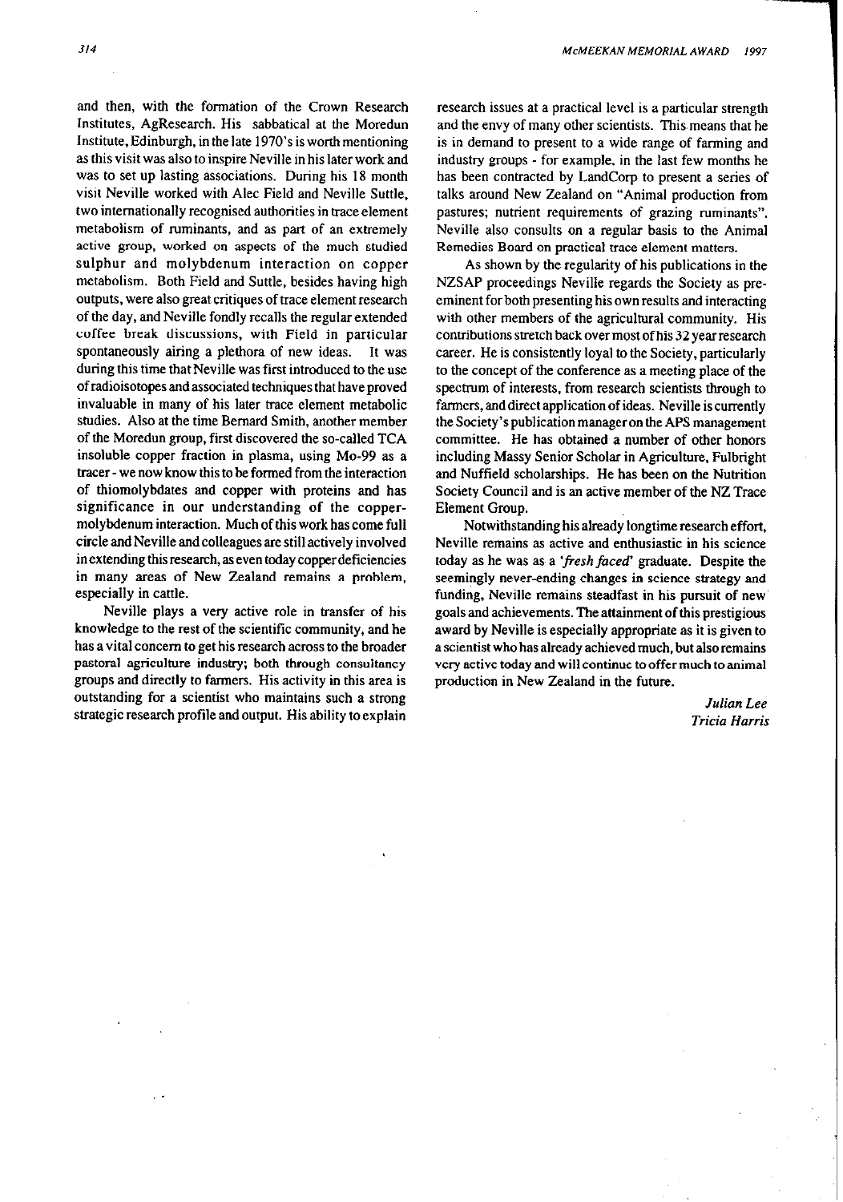and then, with the formation of the Crown Research Institutes, AgResearch. His sabbatical at the Moredun Institute, Edinburgh, in the late 1970's is worth mentioning as this visit was also to inspire Neville in his later work and was to set up lasting associations. During his 18 month visit Neville worked with Alec Field and Neville Suttle, two internationally recognised authorities in trace element metabolism of ruminants, and as part of an extremely active group, worked on aspects of the much studied sulphur and molybdenum interaction on copper metabolism. Both Field and Suttle, besides having high outputs, were also great critiques of trace element research of the day, and Neville fondly recalls the regular extended coffee break discussions, with Field in particular spontaneously airing a plethora of new ideas. It was during this time that Neville was first introduced to the use of radioisotopes and associated techniques that have proved invaluable in many of his later trace element metabolic studies. Also at the time Bernard Smith, another member of the Moredun group, first discovered the so-called TCA insoluble copper fraction in plasma, using Mo-99 as a tracer - we now know this to be formed from the interaction of thiomolybdates and copper with proteins and has significance in our understanding of the copper-molybdenum interaction. Much of this work has come full circle and Neville and colleagues are still actively involved in extending this research, as even today copper deficiencies in many areas of New Zealand remains a problem, especially in cattle.

Neville plays a very active role in transfer of his knowledge to the rest of the scientific community, and he has a vital concern to get his research across to the broader pastoral agriculture industry; both through consultancy groups and directly to farmers. His activity in this area is outstanding for a scientist who maintains such a strong strategic research profile and output. His ability to explain research issues at a practical level is a particular strength and the envy of many other scientists. This means that he is in demand to present to a wide range of farming and industry groups - for example, in the last few months he has been contracted by LandCorp to present a series of talks around New Zealand on "Animal production from pastures; nutrient requirements of grazing ruminants". Neville also consults on a regular basis to the Animal Remedies Board on practical trace element matters.

As shown by the regularity of his publications in the NZSAP proceedings Neville regards the Society as pre-eminent for both presenting his own results and interacting with other members of the agricultural community. His contributions stretch back over most of his 32 year research career. He is consistently loyal to the Society, particularly to the concept of the conference as a meeting place of the spectrum of interests, from research scientists through to farmers, and direct application of ideas. Neville is currently the Society's publication manager on the APS management committee. He has obtained a number of other honors including Massy Senior Scholar in Agriculture, Fulbright and Nuffield scholarships. He has been on the Nutrition Society Council and is an active member of the NZ Trace Element Group.

Notwithstanding his already longtime research effort, Neville remains as active and enthusiastic in his science today as he was as a '*fresh faced*' graduate. Despite the seemingly never-ending changes in science strategy and funding, Neville remains steadfast in his pursuit of new goals and achievements. The attainment of this prestigious award by Neville is especially appropriate as it is given to a scientist who has already achieved much, but also remains very active today and will continue to offer much to animal production in New Zealand in the future.

*Julian Lee*
*Tricia Harris*